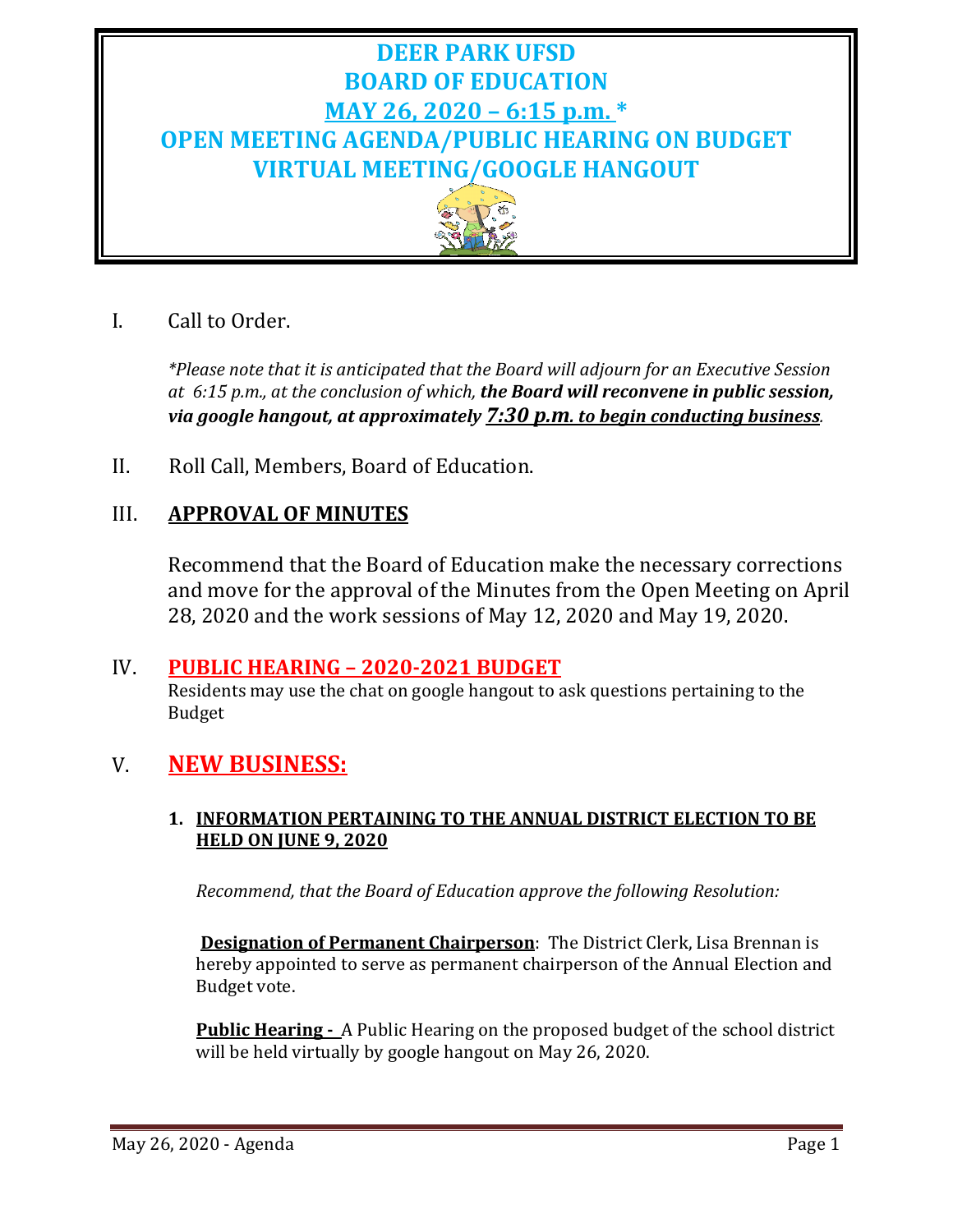# DEER PARK UFSD
# BOARD OF EDUCATION
# MAY 26, 2020 – 6:15 p.m. *
# OPEN MEETING AGENDA/PUBLIC HEARING ON BUDGET
# VIRTUAL MEETING/GOOGLE HANGOUT

I. Call to Order.

*\*Please note that it is anticipated that the Board will adjourn for an Executive Session at 6:15 p.m., at the conclusion of which,* ***the Board will reconvene in public session, via google hangout, at approximately 7:30 p.m. to begin conducting business****.*

II. Roll Call, Members, Board of Education.

## III. APPROVAL OF MINUTES

Recommend that the Board of Education make the necessary corrections and move for the approval of the Minutes from the Open Meeting on April 28, 2020 and the work sessions of May 12, 2020 and May 19, 2020.

## IV. PUBLIC HEARING – 2020-2021 BUDGET

Residents may use the chat on google hangout to ask questions pertaining to the Budget

## V. NEW BUSINESS:

### 1. INFORMATION PERTAINING TO THE ANNUAL DISTRICT ELECTION TO BE HELD ON JUNE 9, 2020

*Recommend, that the Board of Education approve the following Resolution:*

**Designation of Permanent Chairperson**: The District Clerk, Lisa Brennan is hereby appointed to serve as permanent chairperson of the Annual Election and Budget vote.

**Public Hearing -** A Public Hearing on the proposed budget of the school district will be held virtually by google hangout on May 26, 2020.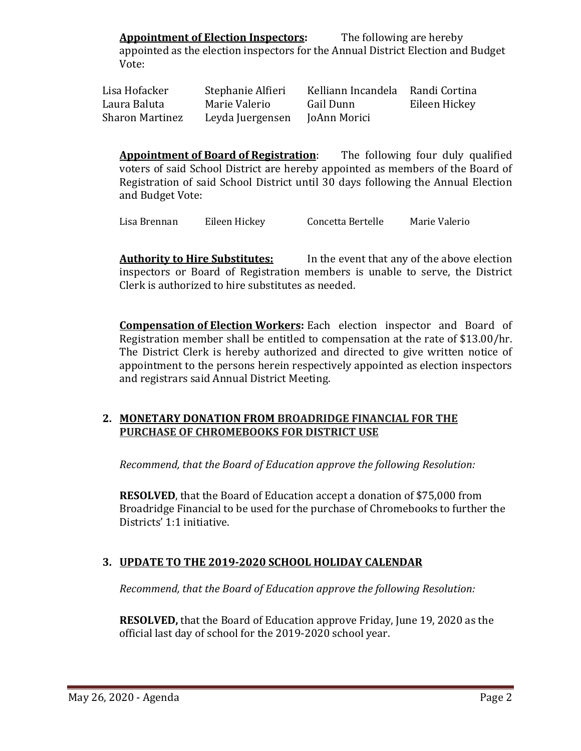**Appointment of Election Inspectors:** The following are hereby appointed as the election inspectors for the Annual District Election and Budget Vote:

| | | | |
|---|---|---|---|
| Lisa Hofacker | Stephanie Alfieri | Kelliann Incandela | Randi Cortina |
| Laura Baluta | Marie Valerio | Gail Dunn | Eileen Hickey |
| Sharon Martinez | Leyda Juergensen | JoAnn Morici | |

**Appointment of Board of Registration**: The following four duly qualified voters of said School District are hereby appointed as members of the Board of Registration of said School District until 30 days following the Annual Election and Budget Vote:

| | | | |
|---|---|---|---|
| Lisa Brennan | Eileen Hickey | Concetta Bertelle | Marie Valerio |

**Authority to Hire Substitutes:** In the event that any of the above election inspectors or Board of Registration members is unable to serve, the District Clerk is authorized to hire substitutes as needed.

**Compensation of Election Workers:** Each election inspector and Board of Registration member shall be entitled to compensation at the rate of $13.00/hr. The District Clerk is hereby authorized and directed to give written notice of appointment to the persons herein respectively appointed as election inspectors and registrars said Annual District Meeting.

## 2. MONETARY DONATION FROM BROADRIDGE FINANCIAL FOR THE PURCHASE OF CHROMEBOOKS FOR DISTRICT USE

*Recommend, that the Board of Education approve the following Resolution:*

**RESOLVED**, that the Board of Education accept a donation of $75,000 from Broadridge Financial to be used for the purchase of Chromebooks to further the Districts' 1:1 initiative.

## 3. UPDATE TO THE 2019-2020 SCHOOL HOLIDAY CALENDAR

*Recommend, that the Board of Education approve the following Resolution:*

**RESOLVED,** that the Board of Education approve Friday, June 19, 2020 as the official last day of school for the 2019-2020 school year.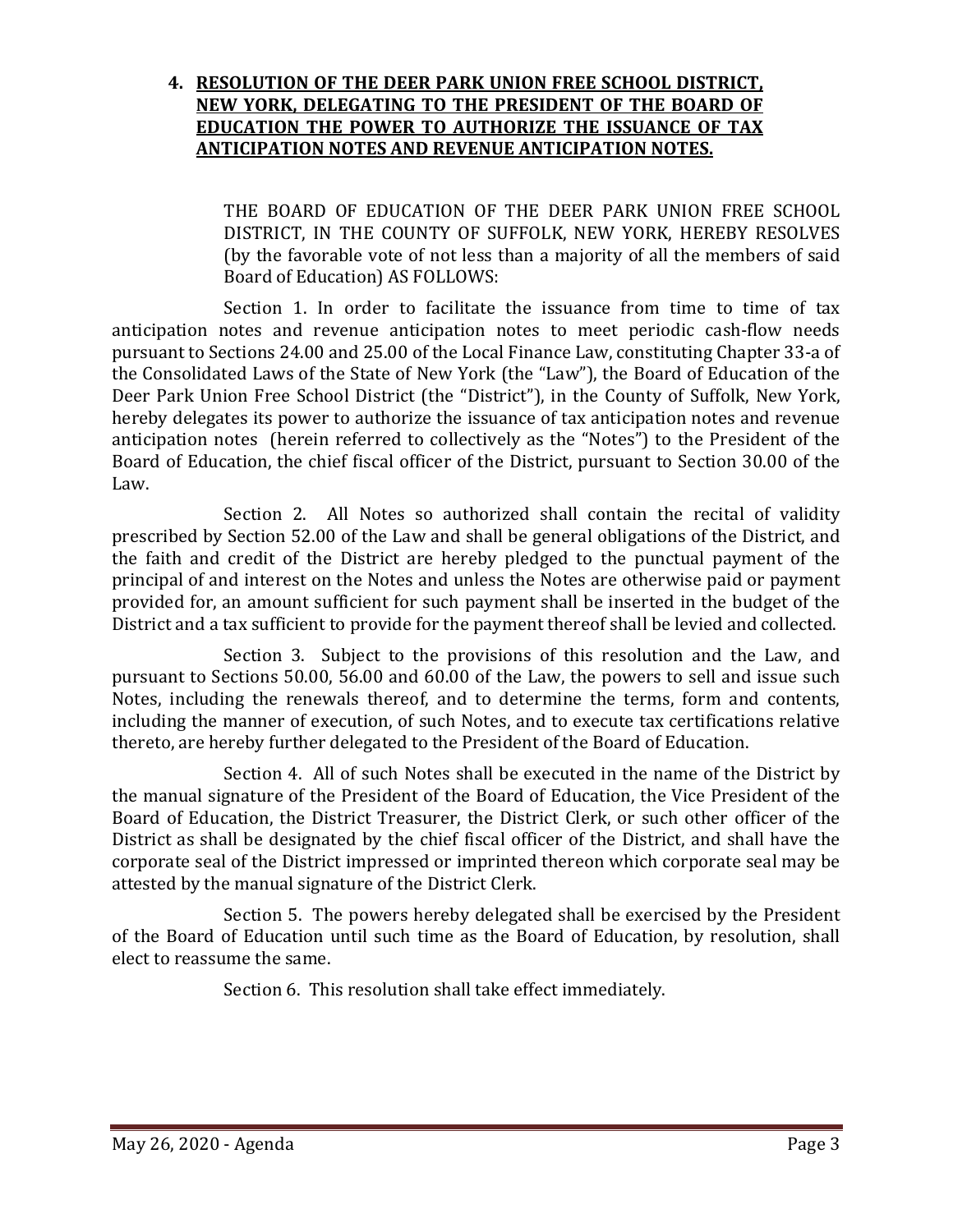**4. RESOLUTION OF THE DEER PARK UNION FREE SCHOOL DISTRICT, NEW YORK, DELEGATING TO THE PRESIDENT OF THE BOARD OF EDUCATION THE POWER TO AUTHORIZE THE ISSUANCE OF TAX ANTICIPATION NOTES AND REVENUE ANTICIPATION NOTES.**

THE BOARD OF EDUCATION OF THE DEER PARK UNION FREE SCHOOL DISTRICT, IN THE COUNTY OF SUFFOLK, NEW YORK, HEREBY RESOLVES (by the favorable vote of not less than a majority of all the members of said Board of Education) AS FOLLOWS:

Section 1. In order to facilitate the issuance from time to time of tax anticipation notes and revenue anticipation notes to meet periodic cash-flow needs pursuant to Sections 24.00 and 25.00 of the Local Finance Law, constituting Chapter 33-a of the Consolidated Laws of the State of New York (the "Law"), the Board of Education of the Deer Park Union Free School District (the "District"), in the County of Suffolk, New York, hereby delegates its power to authorize the issuance of tax anticipation notes and revenue anticipation notes (herein referred to collectively as the "Notes") to the President of the Board of Education, the chief fiscal officer of the District, pursuant to Section 30.00 of the Law.

Section 2. All Notes so authorized shall contain the recital of validity prescribed by Section 52.00 of the Law and shall be general obligations of the District, and the faith and credit of the District are hereby pledged to the punctual payment of the principal of and interest on the Notes and unless the Notes are otherwise paid or payment provided for, an amount sufficient for such payment shall be inserted in the budget of the District and a tax sufficient to provide for the payment thereof shall be levied and collected.

Section 3. Subject to the provisions of this resolution and the Law, and pursuant to Sections 50.00, 56.00 and 60.00 of the Law, the powers to sell and issue such Notes, including the renewals thereof, and to determine the terms, form and contents, including the manner of execution, of such Notes, and to execute tax certifications relative thereto, are hereby further delegated to the President of the Board of Education.

Section 4. All of such Notes shall be executed in the name of the District by the manual signature of the President of the Board of Education, the Vice President of the Board of Education, the District Treasurer, the District Clerk, or such other officer of the District as shall be designated by the chief fiscal officer of the District, and shall have the corporate seal of the District impressed or imprinted thereon which corporate seal may be attested by the manual signature of the District Clerk.

Section 5. The powers hereby delegated shall be exercised by the President of the Board of Education until such time as the Board of Education, by resolution, shall elect to reassume the same.

Section 6. This resolution shall take effect immediately.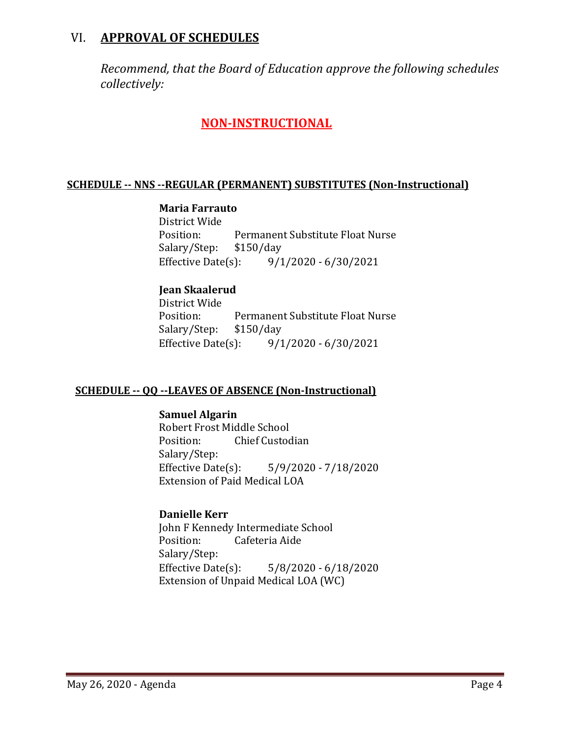## VI. APPROVAL OF SCHEDULES

*Recommend, that the Board of Education approve the following schedules collectively:*

### NON-INSTRUCTIONAL

**SCHEDULE -- NNS --REGULAR (PERMANENT) SUBSTITUTES (Non-Instructional)**

**Maria Farrauto**
District Wide
Position: Permanent Substitute Float Nurse
Salary/Step: $150/day
Effective Date(s): 9/1/2020 - 6/30/2021

**Jean Skaalerud**
District Wide
Position: Permanent Substitute Float Nurse
Salary/Step: $150/day
Effective Date(s): 9/1/2020 - 6/30/2021

**SCHEDULE -- QQ --LEAVES OF ABSENCE (Non-Instructional)**

**Samuel Algarin**
Robert Frost Middle School
Position: Chief Custodian
Salary/Step:
Effective Date(s): 5/9/2020 - 7/18/2020
Extension of Paid Medical LOA

**Danielle Kerr**
John F Kennedy Intermediate School
Position: Cafeteria Aide
Salary/Step:
Effective Date(s): 5/8/2020 - 6/18/2020
Extension of Unpaid Medical LOA (WC)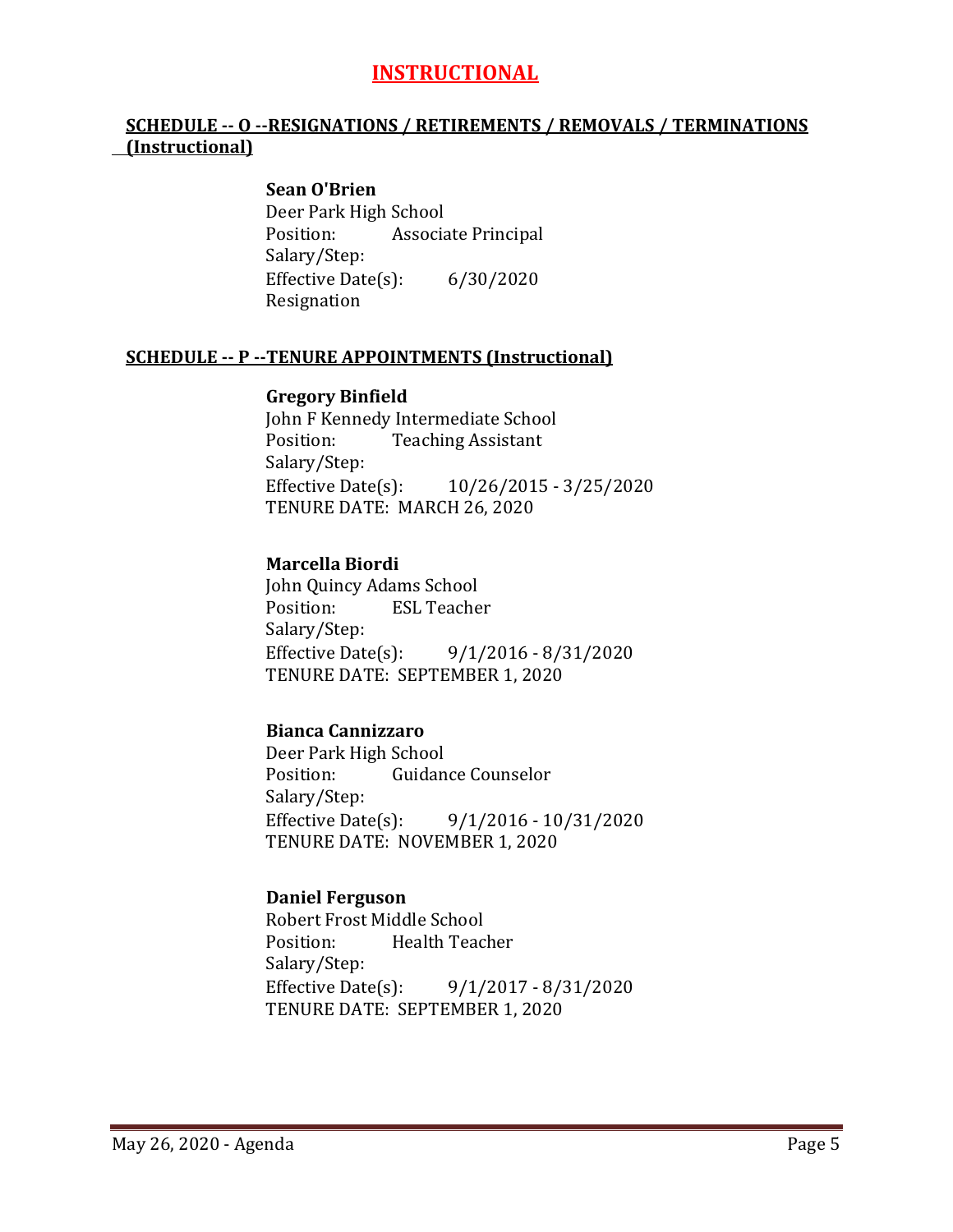# INSTRUCTIONAL

## SCHEDULE -- O --RESIGNATIONS / RETIREMENTS / REMOVALS / TERMINATIONS (Instructional)

**Sean O'Brien**
Deer Park High School
Position: Associate Principal
Salary/Step:
Effective Date(s): 6/30/2020
Resignation

## SCHEDULE -- P --TENURE APPOINTMENTS (Instructional)

**Gregory Binfield**
John F Kennedy Intermediate School
Position: Teaching Assistant
Salary/Step:
Effective Date(s): 10/26/2015 - 3/25/2020
TENURE DATE: MARCH 26, 2020

**Marcella Biordi**
John Quincy Adams School
Position: ESL Teacher
Salary/Step:
Effective Date(s): 9/1/2016 - 8/31/2020
TENURE DATE: SEPTEMBER 1, 2020

**Bianca Cannizzaro**
Deer Park High School
Position: Guidance Counselor
Salary/Step:
Effective Date(s): 9/1/2016 - 10/31/2020
TENURE DATE: NOVEMBER 1, 2020

**Daniel Ferguson**
Robert Frost Middle School
Position: Health Teacher
Salary/Step:
Effective Date(s): 9/1/2017 - 8/31/2020
TENURE DATE: SEPTEMBER 1, 2020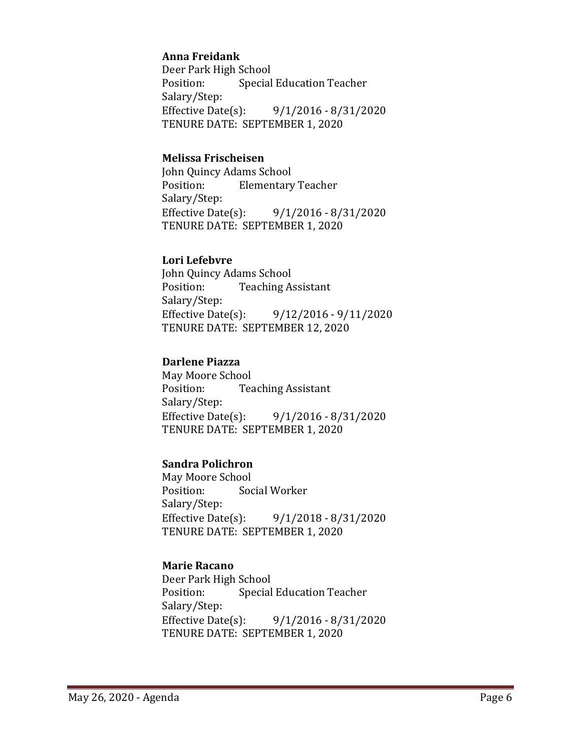**Anna Freidank**
Deer Park High School
Position: Special Education Teacher
Salary/Step:
Effective Date(s): 9/1/2016 - 8/31/2020
TENURE DATE: SEPTEMBER 1, 2020

**Melissa Frischeisen**
John Quincy Adams School
Position: Elementary Teacher
Salary/Step:
Effective Date(s): 9/1/2016 - 8/31/2020
TENURE DATE: SEPTEMBER 1, 2020

**Lori Lefebvre**
John Quincy Adams School
Position: Teaching Assistant
Salary/Step:
Effective Date(s): 9/12/2016 - 9/11/2020
TENURE DATE: SEPTEMBER 12, 2020

**Darlene Piazza**
May Moore School
Position: Teaching Assistant
Salary/Step:
Effective Date(s): 9/1/2016 - 8/31/2020
TENURE DATE: SEPTEMBER 1, 2020

**Sandra Polichron**
May Moore School
Position: Social Worker
Salary/Step:
Effective Date(s): 9/1/2018 - 8/31/2020
TENURE DATE: SEPTEMBER 1, 2020

**Marie Racano**
Deer Park High School
Position: Special Education Teacher
Salary/Step:
Effective Date(s): 9/1/2016 - 8/31/2020
TENURE DATE: SEPTEMBER 1, 2020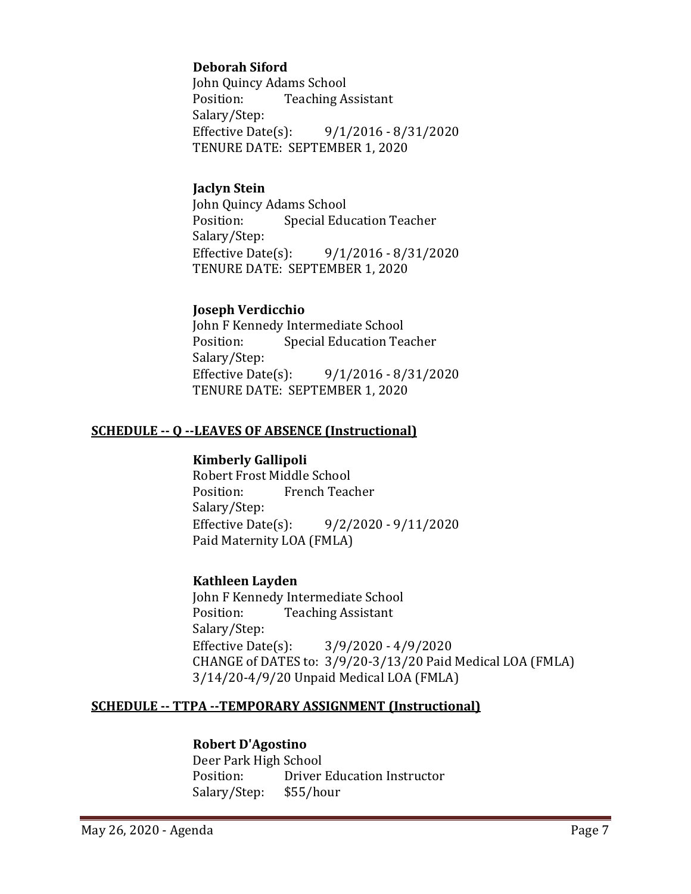**Deborah Siford**
John Quincy Adams School
Position: Teaching Assistant
Salary/Step:
Effective Date(s): 9/1/2016 - 8/31/2020
TENURE DATE: SEPTEMBER 1, 2020

**Jaclyn Stein**
John Quincy Adams School
Position: Special Education Teacher
Salary/Step:
Effective Date(s): 9/1/2016 - 8/31/2020
TENURE DATE: SEPTEMBER 1, 2020

**Joseph Verdicchio**
John F Kennedy Intermediate School
Position: Special Education Teacher
Salary/Step:
Effective Date(s): 9/1/2016 - 8/31/2020
TENURE DATE: SEPTEMBER 1, 2020

**SCHEDULE -- Q --LEAVES OF ABSENCE (Instructional)**

**Kimberly Gallipoli**
Robert Frost Middle School
Position: French Teacher
Salary/Step:
Effective Date(s): 9/2/2020 - 9/11/2020
Paid Maternity LOA (FMLA)

**Kathleen Layden**
John F Kennedy Intermediate School
Position: Teaching Assistant
Salary/Step:
Effective Date(s): 3/9/2020 - 4/9/2020
CHANGE of DATES to: 3/9/20-3/13/20 Paid Medical LOA (FMLA)
3/14/20-4/9/20 Unpaid Medical LOA (FMLA)

**SCHEDULE -- TTPA --TEMPORARY ASSIGNMENT (Instructional)**

**Robert D'Agostino**
Deer Park High School
Position: Driver Education Instructor
Salary/Step: $55/hour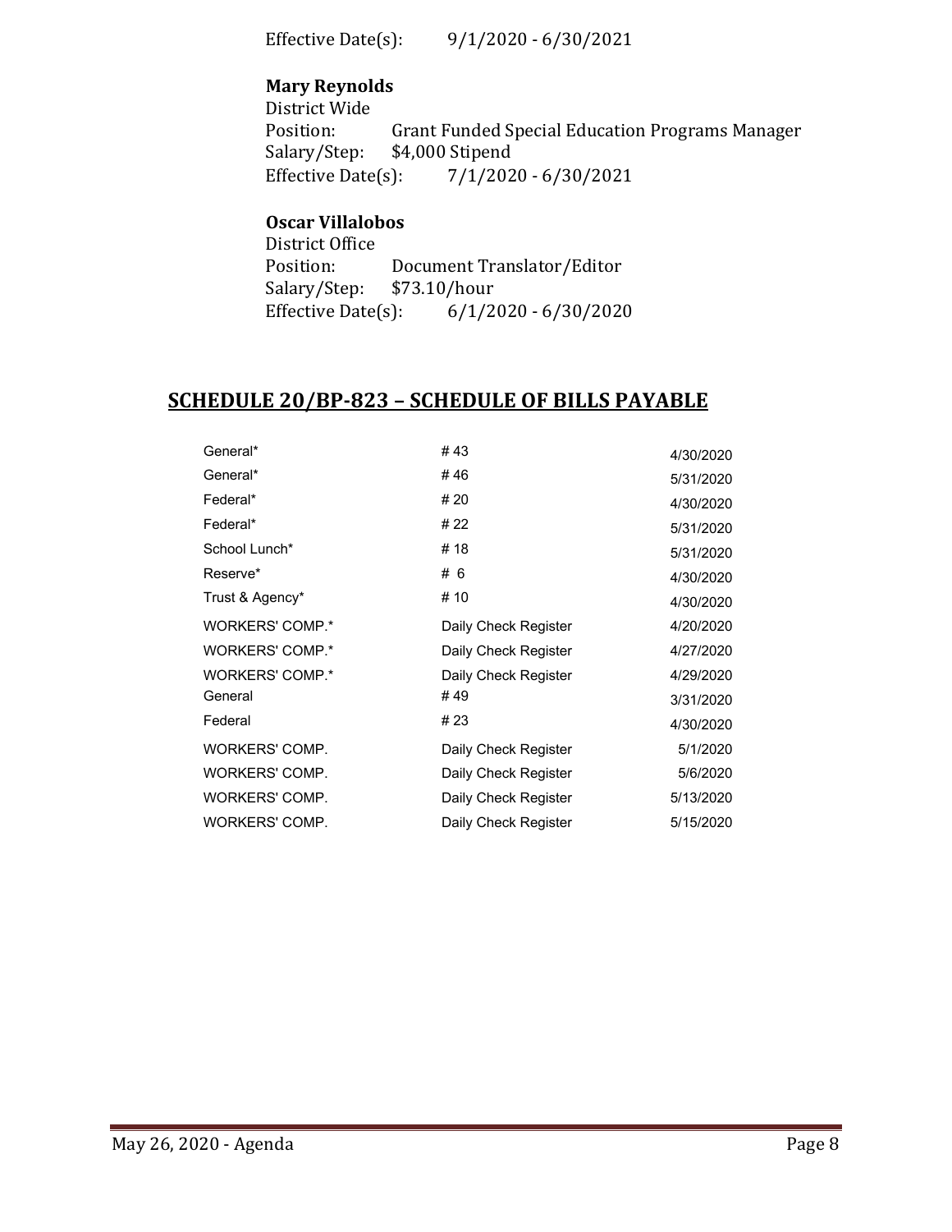Effective Date(s): 9/1/2020 - 6/30/2021

**Mary Reynolds**
District Wide
Position: Grant Funded Special Education Programs Manager
Salary/Step: $4,000 Stipend
Effective Date(s): 7/1/2020 - 6/30/2021

**Oscar Villalobos**
District Office
Position: Document Translator/Editor
Salary/Step: $73.10/hour
Effective Date(s): 6/1/2020 - 6/30/2020

## SCHEDULE 20/BP-823 – SCHEDULE OF BILLS PAYABLE

| | | |
|---|---|---|
| General* | # 43 | 4/30/2020 |
| General* | # 46 | 5/31/2020 |
| Federal* | # 20 | 4/30/2020 |
| Federal* | # 22 | 5/31/2020 |
| School Lunch* | # 18 | 5/31/2020 |
| Reserve* | # 6 | 4/30/2020 |
| Trust & Agency* | # 10 | 4/30/2020 |
| WORKERS' COMP.* | Daily Check Register | 4/20/2020 |
| WORKERS' COMP.* | Daily Check Register | 4/27/2020 |
| WORKERS' COMP.* | Daily Check Register | 4/29/2020 |
| General | # 49 | 3/31/2020 |
| Federal | # 23 | 4/30/2020 |
| WORKERS' COMP. | Daily Check Register | 5/1/2020 |
| WORKERS' COMP. | Daily Check Register | 5/6/2020 |
| WORKERS' COMP. | Daily Check Register | 5/13/2020 |
| WORKERS' COMP. | Daily Check Register | 5/15/2020 |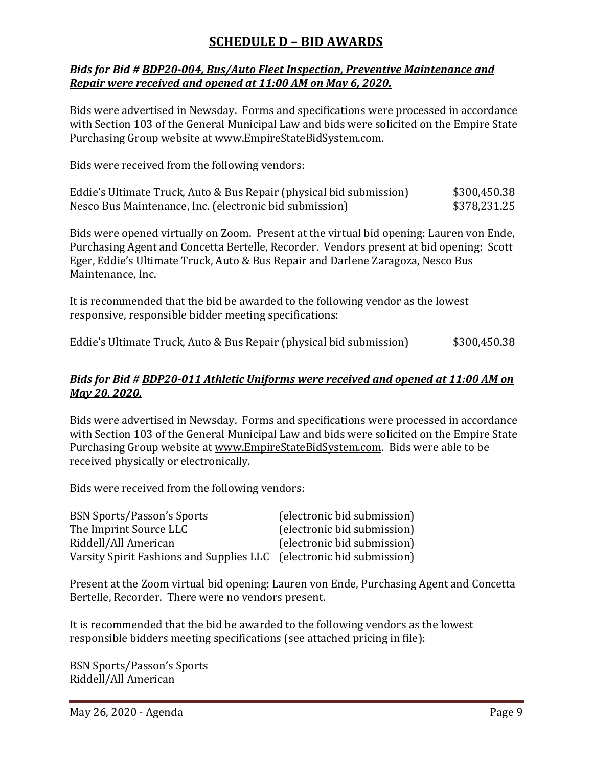# SCHEDULE D – BID AWARDS

***Bids for Bid # BDP20-004, Bus/Auto Fleet Inspection, Preventive Maintenance and Repair were received and opened at 11:00 AM on May 6, 2020.***

Bids were advertised in Newsday. Forms and specifications were processed in accordance with Section 103 of the General Municipal Law and bids were solicited on the Empire State Purchasing Group website at www.EmpireStateBidSystem.com.

Bids were received from the following vendors:

| | |
|---|---|
| Eddie's Ultimate Truck, Auto & Bus Repair (physical bid submission) | $300,450.38 |
| Nesco Bus Maintenance, Inc. (electronic bid submission) | $378,231.25 |

Bids were opened virtually on Zoom. Present at the virtual bid opening: Lauren von Ende, Purchasing Agent and Concetta Bertelle, Recorder. Vendors present at bid opening: Scott Eger, Eddie's Ultimate Truck, Auto & Bus Repair and Darlene Zaragoza, Nesco Bus Maintenance, Inc.

It is recommended that the bid be awarded to the following vendor as the lowest responsive, responsible bidder meeting specifications:

| | |
|---|---|
| Eddie's Ultimate Truck, Auto & Bus Repair (physical bid submission) | $300,450.38 |

***Bids for Bid # BDP20-011 Athletic Uniforms were received and opened at 11:00 AM on May 20, 2020.***

Bids were advertised in Newsday. Forms and specifications were processed in accordance with Section 103 of the General Municipal Law and bids were solicited on the Empire State Purchasing Group website at www.EmpireStateBidSystem.com. Bids were able to be received physically or electronically.

Bids were received from the following vendors:

| | |
|---|---|
| BSN Sports/Passon's Sports | (electronic bid submission) |
| The Imprint Source LLC | (electronic bid submission) |
| Riddell/All American | (electronic bid submission) |
| Varsity Spirit Fashions and Supplies LLC | (electronic bid submission) |

Present at the Zoom virtual bid opening: Lauren von Ende, Purchasing Agent and Concetta Bertelle, Recorder. There were no vendors present.

It is recommended that the bid be awarded to the following vendors as the lowest responsible bidders meeting specifications (see attached pricing in file):

BSN Sports/Passon's Sports
Riddell/All American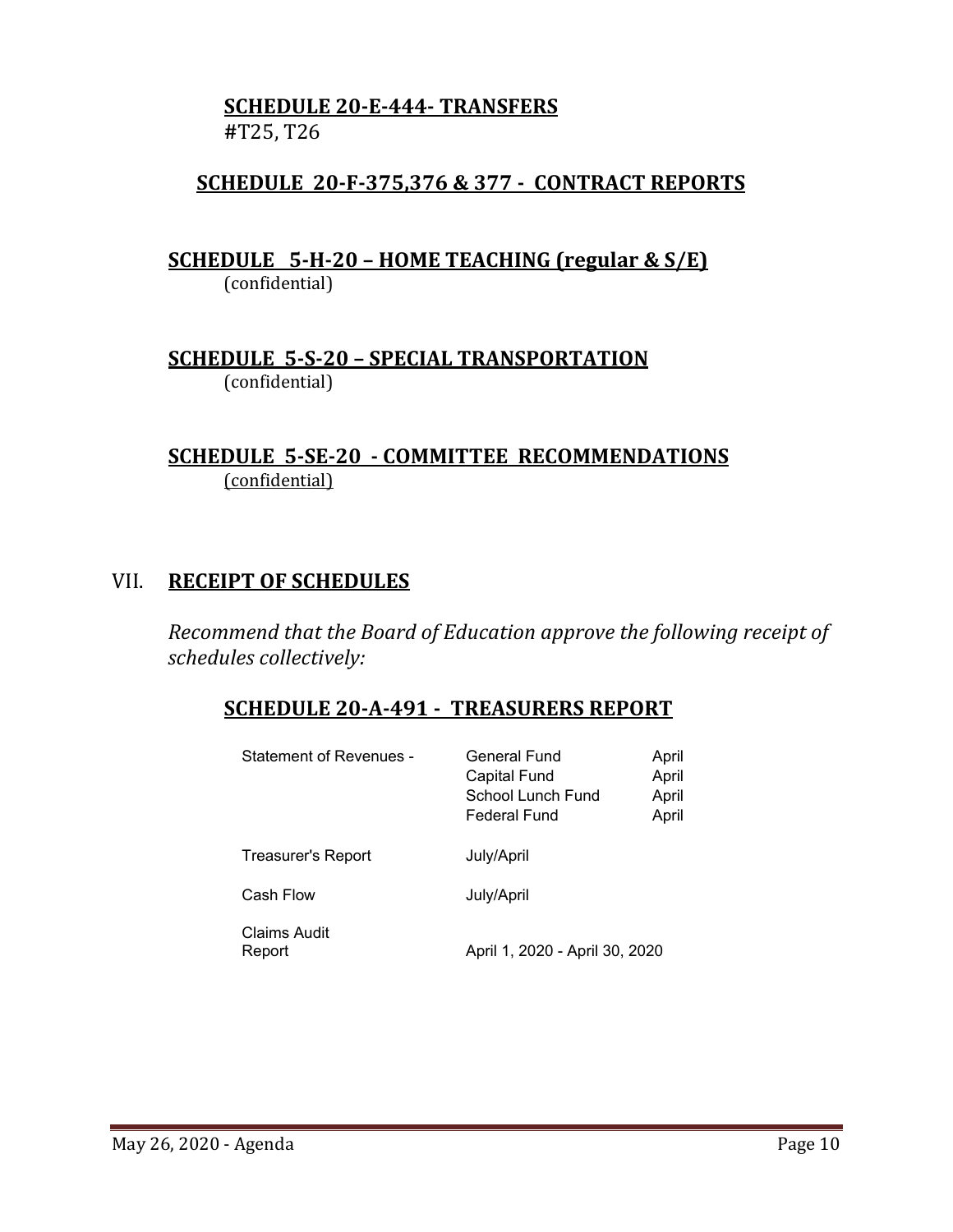**SCHEDULE 20-E-444- TRANSFERS**
#T25, T26

**SCHEDULE 20-F-375,376 & 377 - CONTRACT REPORTS**

**SCHEDULE 5-H-20 – HOME TEACHING (regular & S/E)**
(confidential)

**SCHEDULE 5-S-20 – SPECIAL TRANSPORTATION**
(confidential)

**SCHEDULE 5-SE-20 - COMMITTEE RECOMMENDATIONS**
(confidential)

## VII. RECEIPT OF SCHEDULES

*Recommend that the Board of Education approve the following receipt of schedules collectively:*

**SCHEDULE 20-A-491 - TREASURERS REPORT**

| | | |
|---|---|---|
| Statement of Revenues - | General Fund | April |
| | Capital Fund | April |
| | School Lunch Fund | April |
| | Federal Fund | April |
| Treasurer's Report | July/April | |
| Cash Flow | July/April | |
| Claims Audit Report | April 1, 2020 - April 30, 2020 | |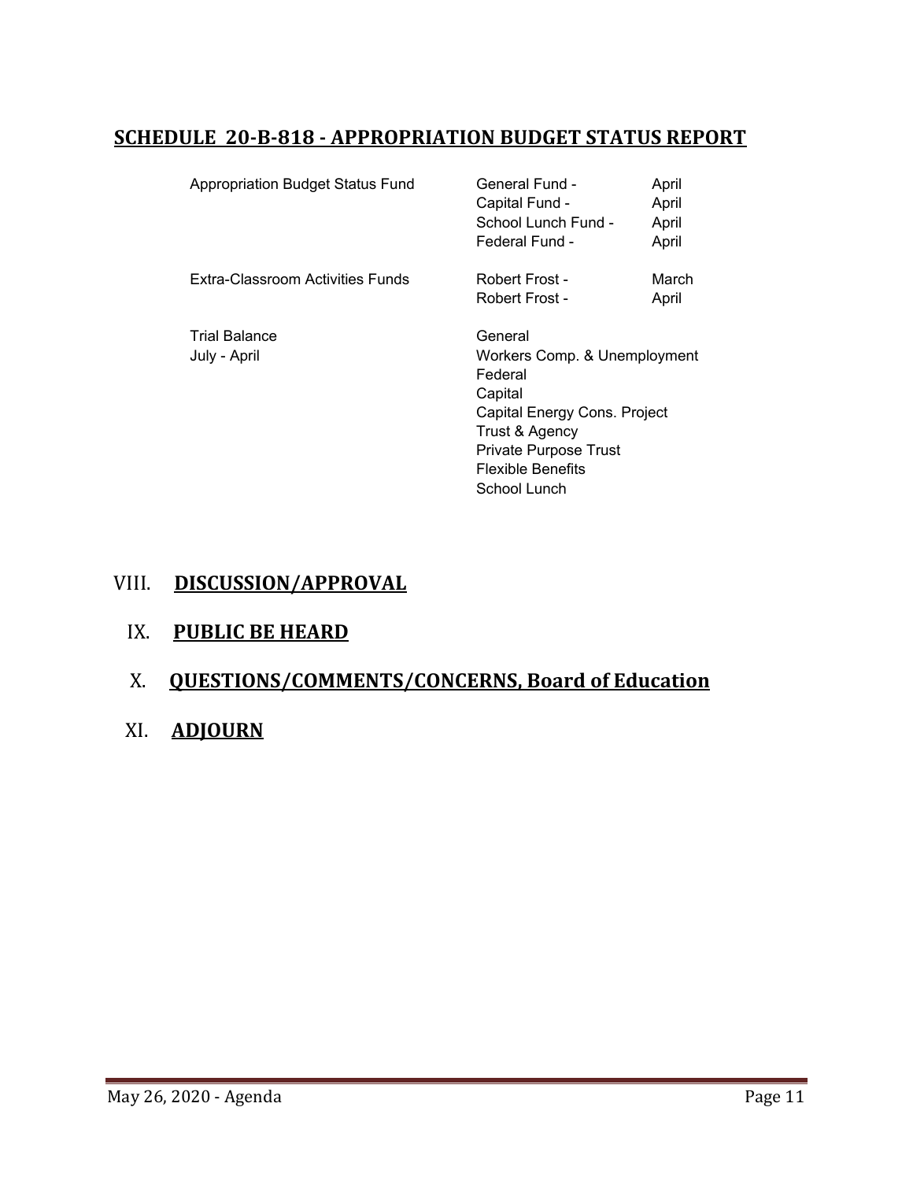## SCHEDULE 20-B-818 - APPROPRIATION BUDGET STATUS REPORT

| | | |
|---|---|---|
| Appropriation Budget Status Fund | General Fund - | April |
| | Capital Fund - | April |
| | School Lunch Fund - | April |
| | Federal Fund - | April |
| Extra-Classroom Activities Funds | Robert Frost - | March |
| | Robert Frost - | April |
| Trial Balance | General | |
| July - April | Workers Comp. & Unemployment | |
| | Federal | |
| | Capital | |
| | Capital Energy Cons. Project | |
| | Trust & Agency | |
| | Private Purpose Trust | |
| | Flexible Benefits | |
| | School Lunch | |

## VIII. DISCUSSION/APPROVAL

## IX. PUBLIC BE HEARD

## X. QUESTIONS/COMMENTS/CONCERNS, Board of Education

## XI. ADJOURN